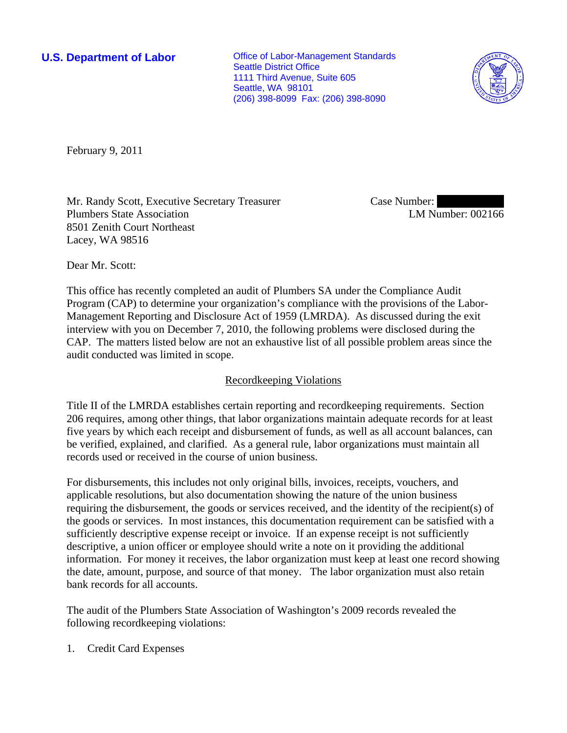**U.S. Department of Labor**

Office of Labor-Management Standards
Seattle District Office
1111 Third Avenue, Suite 605
Seattle, WA 98101
(206) 398-8099 Fax: (206) 398-8090

February 9, 2011

Mr. Randy Scott, Executive Secretary Treasurer
Plumbers State Association
8501 Zenith Court Northeast
Lacey, WA 98516

Case Number: 
LM Number: 002166

Dear Mr. Scott:

This office has recently completed an audit of Plumbers SA under the Compliance Audit Program (CAP) to determine your organization's compliance with the provisions of the Labor-Management Reporting and Disclosure Act of 1959 (LMRDA). As discussed during the exit interview with you on December 7, 2010, the following problems were disclosed during the CAP. The matters listed below are not an exhaustive list of all possible problem areas since the audit conducted was limited in scope.

## Recordkeeping Violations

Title II of the LMRDA establishes certain reporting and recordkeeping requirements. Section 206 requires, among other things, that labor organizations maintain adequate records for at least five years by which each receipt and disbursement of funds, as well as all account balances, can be verified, explained, and clarified. As a general rule, labor organizations must maintain all records used or received in the course of union business.

For disbursements, this includes not only original bills, invoices, receipts, vouchers, and applicable resolutions, but also documentation showing the nature of the union business requiring the disbursement, the goods or services received, and the identity of the recipient(s) of the goods or services. In most instances, this documentation requirement can be satisfied with a sufficiently descriptive expense receipt or invoice. If an expense receipt is not sufficiently descriptive, a union officer or employee should write a note on it providing the additional information. For money it receives, the labor organization must keep at least one record showing the date, amount, purpose, and source of that money. The labor organization must also retain bank records for all accounts.

The audit of the Plumbers State Association of Washington's 2009 records revealed the following recordkeeping violations:

1. Credit Card Expenses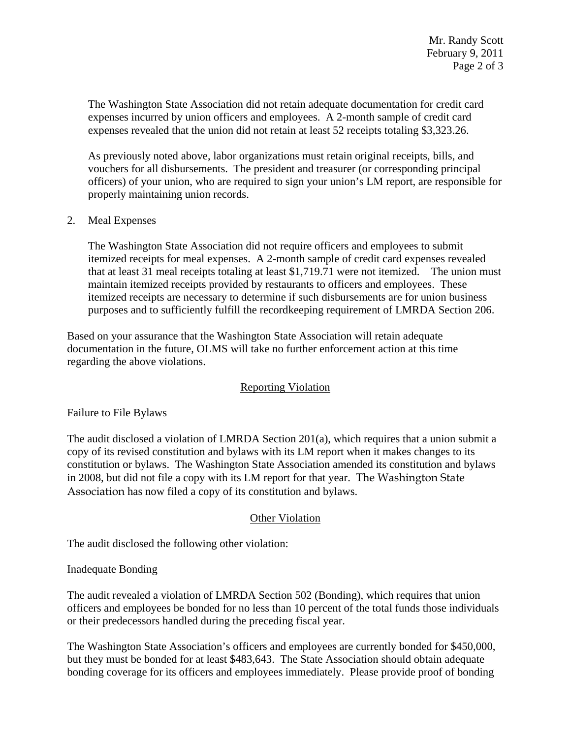The Washington State Association did not retain adequate documentation for credit card expenses incurred by union officers and employees. A 2-month sample of credit card expenses revealed that the union did not retain at least 52 receipts totaling $3,323.26.

As previously noted above, labor organizations must retain original receipts, bills, and vouchers for all disbursements. The president and treasurer (or corresponding principal officers) of your union, who are required to sign your union's LM report, are responsible for properly maintaining union records.

2. Meal Expenses

   The Washington State Association did not require officers and employees to submit itemized receipts for meal expenses. A 2-month sample of credit card expenses revealed that at least 31 meal receipts totaling at least $1,719.71 were not itemized. The union must maintain itemized receipts provided by restaurants to officers and employees. These itemized receipts are necessary to determine if such disbursements are for union business purposes and to sufficiently fulfill the recordkeeping requirement of LMRDA Section 206.

Based on your assurance that the Washington State Association will retain adequate documentation in the future, OLMS will take no further enforcement action at this time regarding the above violations.

## Reporting Violation

Failure to File Bylaws

The audit disclosed a violation of LMRDA Section 201(a), which requires that a union submit a copy of its revised constitution and bylaws with its LM report when it makes changes to its constitution or bylaws. The Washington State Association amended its constitution and bylaws in 2008, but did not file a copy with its LM report for that year. The Washington State Association has now filed a copy of its constitution and bylaws.

## Other Violation

The audit disclosed the following other violation:

Inadequate Bonding

The audit revealed a violation of LMRDA Section 502 (Bonding), which requires that union officers and employees be bonded for no less than 10 percent of the total funds those individuals or their predecessors handled during the preceding fiscal year.

The Washington State Association's officers and employees are currently bonded for $450,000, but they must be bonded for at least $483,643. The State Association should obtain adequate bonding coverage for its officers and employees immediately. Please provide proof of bonding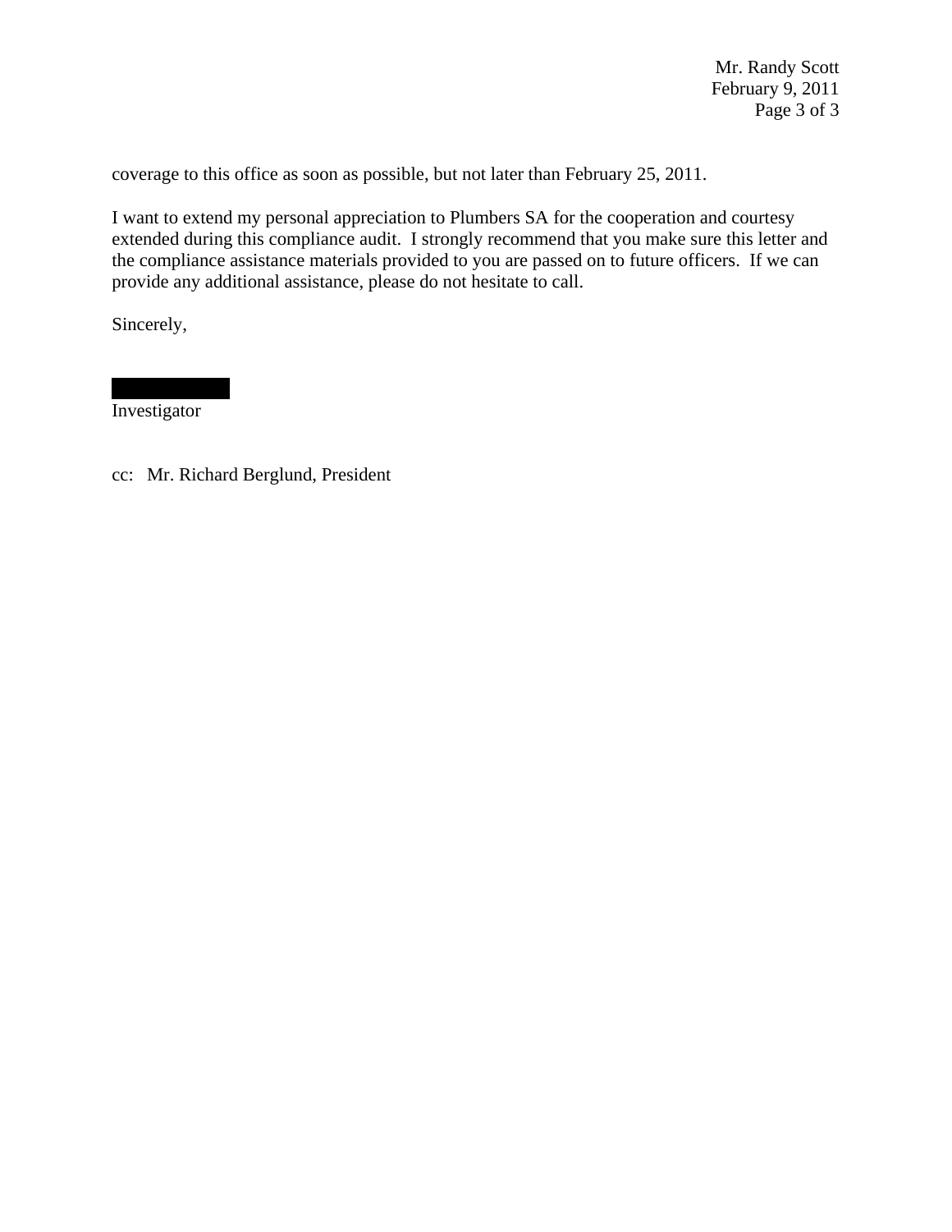coverage to this office as soon as possible, but not later than February 25, 2011.

I want to extend my personal appreciation to Plumbers SA for the cooperation and courtesy extended during this compliance audit. I strongly recommend that you make sure this letter and the compliance assistance materials provided to you are passed on to future officers. If we can provide any additional assistance, please do not hesitate to call.

Sincerely,

Investigator

cc: Mr. Richard Berglund, President